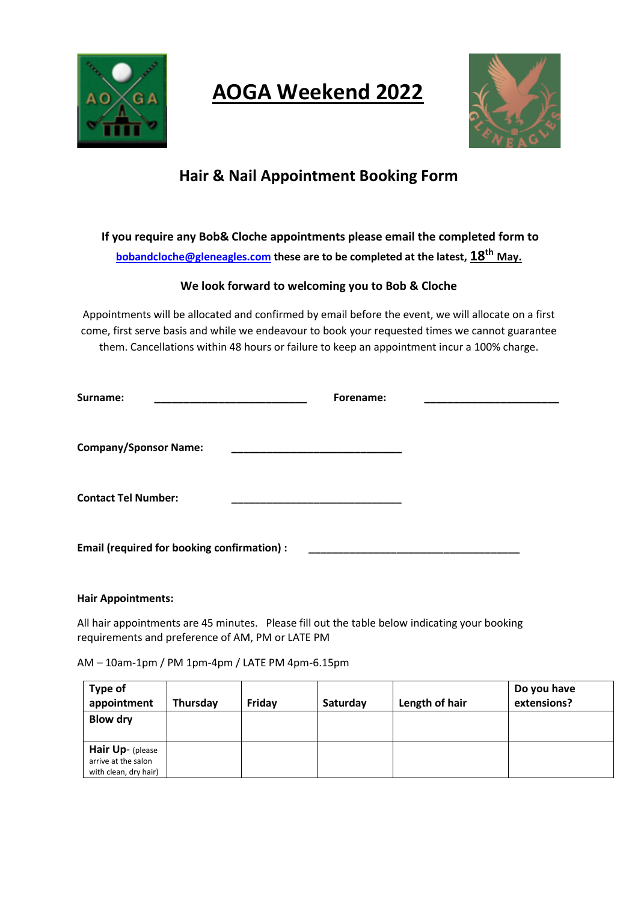# AOGA Weekend 2022

## Hair & Nail Appointment Booking Form

**If you require any Bob& Cloche appointments please email the completed form to bobandcloche@gleneagles.com these are to be completed at the latest, 18th May.**

**We look forward to welcoming you to Bob & Cloche**

Appointments will be allocated and confirmed by email before the event, we will allocate on a first come, first serve basis and while we endeavour to book your requested times we cannot guarantee them. Cancellations within 48 hours or failure to keep an appointment incur a 100% charge.

**Surname:** ___________________________ **Forename:** ________________________

**Company/Sponsor Name:** ______________________________

**Contact Tel Number:** ______________________________

**Email (required for booking confirmation) :** _____________________________________

**Hair Appointments:**

All hair appointments are 45 minutes. Please fill out the table below indicating your booking requirements and preference of AM, PM or LATE PM

AM – 10am-1pm / PM 1pm-4pm / LATE PM 4pm-6.15pm

| Type of appointment | Thursday | Friday | Saturday | Length of hair | Do you have extensions? |
|---|---|---|---|---|---|
| **Blow dry** | | | | | |
| **Hair Up**- (please arrive at the salon with clean, dry hair) | | | | | |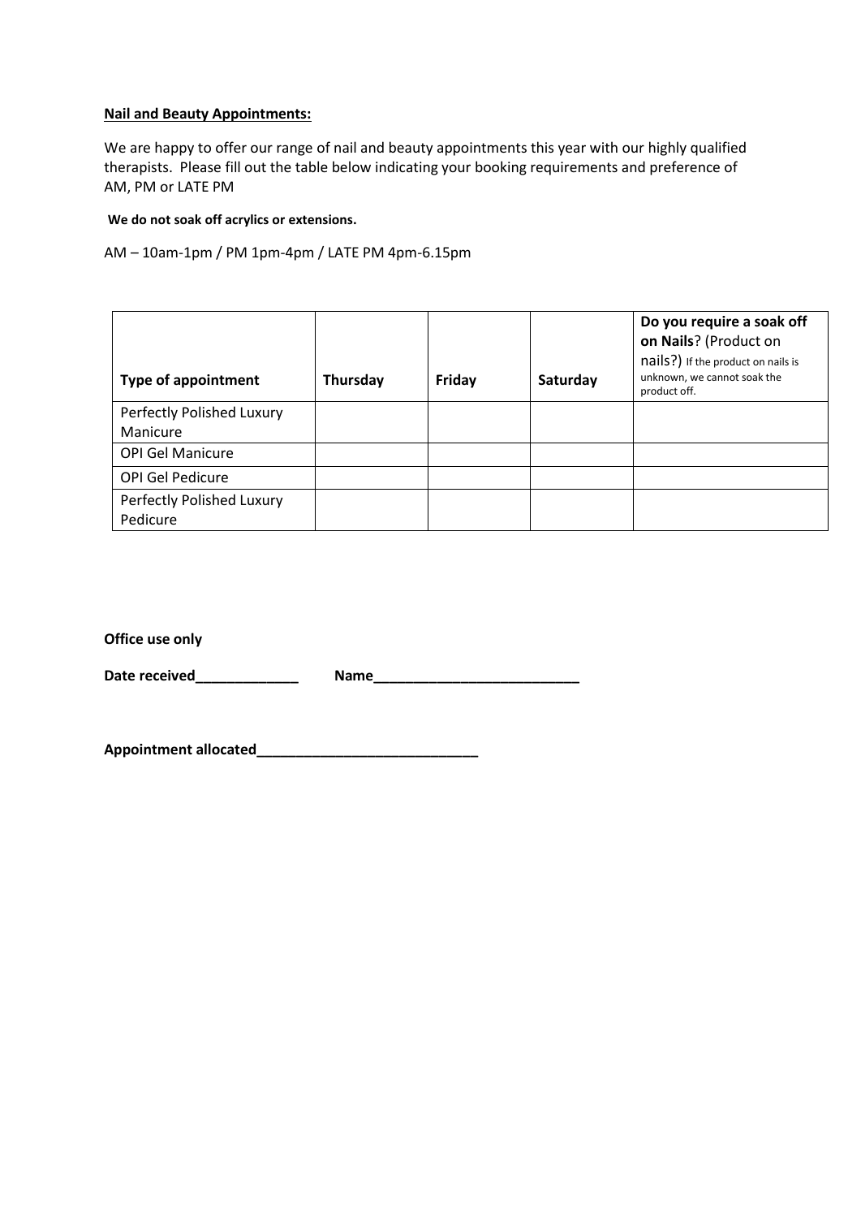**Nail and Beauty Appointments:**

We are happy to offer our range of nail and beauty appointments this year with our highly qualified therapists. Please fill out the table below indicating your booking requirements and preference of AM, PM or LATE PM

**We do not soak off acrylics or extensions.**

AM – 10am-1pm / PM 1pm-4pm / LATE PM 4pm-6.15pm

| **Type of appointment** | **Thursday** | **Friday** | **Saturday** | **Do you require a soak off on Nails**? (Product on nails?) If the product on nails is unknown, we cannot soak the product off. |
|---|---|---|---|---|
| Perfectly Polished Luxury Manicure | | | | |
| OPI Gel Manicure | | | | |
| OPI Gel Pedicure | | | | |
| Perfectly Polished Luxury Pedicure | | | | |

**Office use only**

**Date received_____________ Name__________________________**

**Appointment allocated____________________________**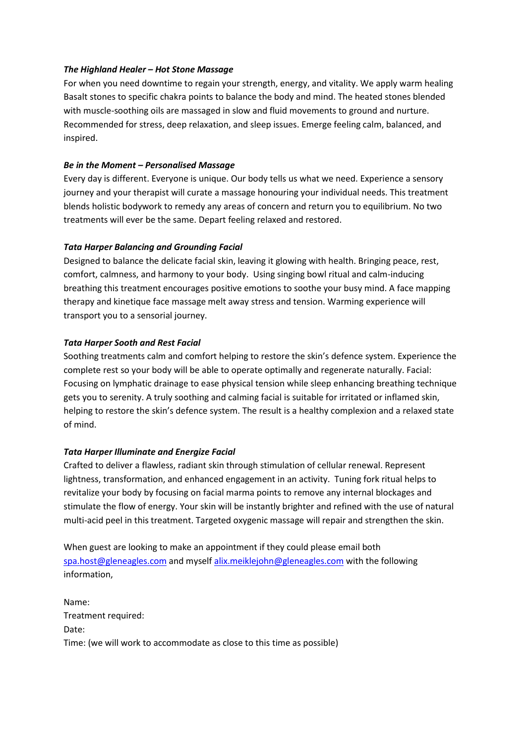***The Highland Healer – Hot Stone Massage***

For when you need downtime to regain your strength, energy, and vitality. We apply warm healing Basalt stones to specific chakra points to balance the body and mind. The heated stones blended with muscle-soothing oils are massaged in slow and fluid movements to ground and nurture. Recommended for stress, deep relaxation, and sleep issues. Emerge feeling calm, balanced, and inspired.

***Be in the Moment – Personalised Massage***

Every day is different. Everyone is unique. Our body tells us what we need. Experience a sensory journey and your therapist will curate a massage honouring your individual needs. This treatment blends holistic bodywork to remedy any areas of concern and return you to equilibrium. No two treatments will ever be the same. Depart feeling relaxed and restored.

***Tata Harper Balancing and Grounding Facial***

Designed to balance the delicate facial skin, leaving it glowing with health. Bringing peace, rest, comfort, calmness, and harmony to your body. Using singing bowl ritual and calm-inducing breathing this treatment encourages positive emotions to soothe your busy mind. A face mapping therapy and kinetique face massage melt away stress and tension. Warming experience will transport you to a sensorial journey.

***Tata Harper Sooth and Rest Facial***

Soothing treatments calm and comfort helping to restore the skin's defence system. Experience the complete rest so your body will be able to operate optimally and regenerate naturally. Facial: Focusing on lymphatic drainage to ease physical tension while sleep enhancing breathing technique gets you to serenity. A truly soothing and calming facial is suitable for irritated or inflamed skin, helping to restore the skin's defence system. The result is a healthy complexion and a relaxed state of mind.

***Tata Harper Illuminate and Energize Facial***

Crafted to deliver a flawless, radiant skin through stimulation of cellular renewal. Represent lightness, transformation, and enhanced engagement in an activity. Tuning fork ritual helps to revitalize your body by focusing on facial marma points to remove any internal blockages and stimulate the flow of energy. Your skin will be instantly brighter and refined with the use of natural multi-acid peel in this treatment. Targeted oxygenic massage will repair and strengthen the skin.

When guest are looking to make an appointment if they could please email both spa.host@gleneagles.com and myself alix.meiklejohn@gleneagles.com with the following information,

Name:
Treatment required:
Date:
Time: (we will work to accommodate as close to this time as possible)